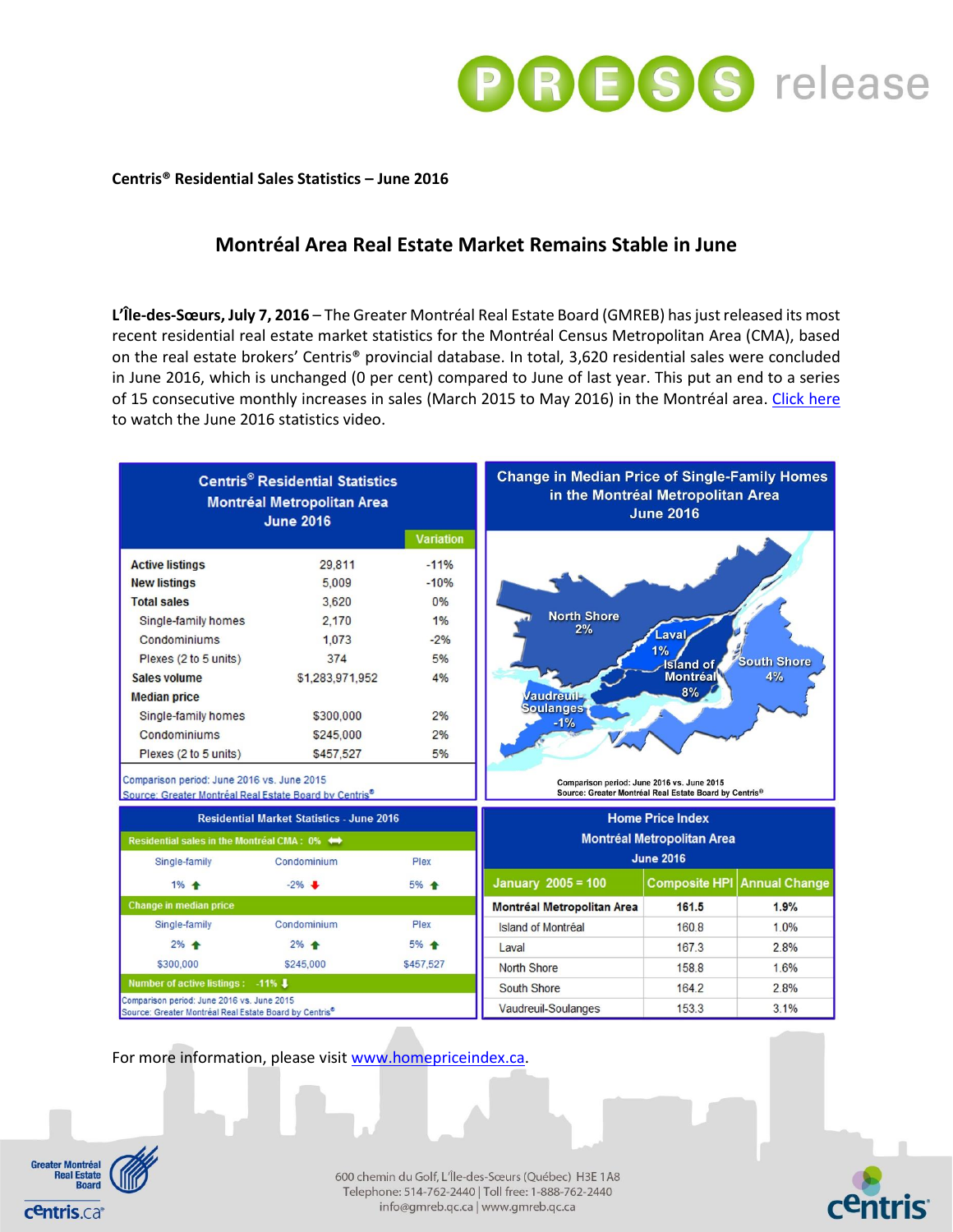PRESS release

**Centris® Residential Sales Statistics – June 2016**

## Montréal Area Real Estate Market Remains Stable in June

**L'Île-des-Sœurs, July 7, 2016** – The Greater Montréal Real Estate Board (GMREB) has just released its most recent residential real estate market statistics for the Montréal Census Metropolitan Area (CMA), based on the real estate brokers' Centris® provincial database. In total, 3,620 residential sales were concluded in June 2016, which is unchanged (0 per cent) compared to June of last year. This put an end to a series of 15 consecutive monthly increases in sales (March 2015 to May 2016) in the Montréal area. Click here to watch the June 2016 statistics video.

**Centris® Residential Statistics – Montréal Metropolitan Area – June 2016**

| | | Variation |
|---|---|---|
| Active listings | 29,811 | -11% |
| New listings | 5,009 | -10% |
| Total sales | 3,620 | 0% |
| Single-family homes | 2,170 | 1% |
| Condominiums | 1,073 | -2% |
| Plexes (2 to 5 units) | 374 | 5% |
| Sales volume | $1,283,971,952 | 4% |
| Median price | | |
| Single-family homes | $300,000 | 2% |
| Condominiums | $245,000 | 2% |
| Plexes (2 to 5 units) | $457,527 | 5% |

Comparison period: June 2016 vs. June 2015
Source: Greater Montréal Real Estate Board by Centris®

**Change in Median Price of Single-Family Homes in the Montréal Metropolitan Area – June 2016**

| Region | Change |
|---|---|
| North Shore | 2% |
| Laval | 1% |
| Island of Montréal | 8% |
| South Shore | 4% |
| Vaudreuil-Soulanges | -1% |

Comparison period: June 2016 vs. June 2015
Source: Greater Montréal Real Estate Board by Centris®

**Residential Market Statistics - June 2016**

Residential sales in the Montréal CMA : 0% ⟺

| Single-family | Condominium | Plex |
|---|---|---|
| 1% ↑ | -2% ↓ | 5% ↑ |

Change in median price

| Single-family | Condominium | Plex |
|---|---|---|
| 2% ↑ | 2% ↑ | 5% ↑ |
| $300,000 | $245,000 | $457,527 |

Number of active listings : -11% ↓

Comparison period: June 2016 vs. June 2015
Source: Greater Montréal Real Estate Board by Centris®

**Home Price Index – Montréal Metropolitan Area – June 2016**

| January 2005 = 100 | Composite HPI | Annual Change |
|---|---|---|
| **Montréal Metropolitan Area** | **161.5** | **1.9%** |
| Island of Montréal | 160.8 | 1.0% |
| Laval | 167.3 | 2.8% |
| North Shore | 158.8 | 1.6% |
| South Shore | 164.2 | 2.8% |
| Vaudreuil-Soulanges | 153.3 | 3.1% |

For more information, please visit www.homepriceindex.ca.

Greater Montréal Real Estate Board
centris.ca

600 chemin du Golf, L'Île-des-Sœurs (Québec) H3E 1A8
Telephone: 514-762-2440 | Toll free: 1-888-762-2440
info@gmreb.qc.ca | www.gmreb.qc.ca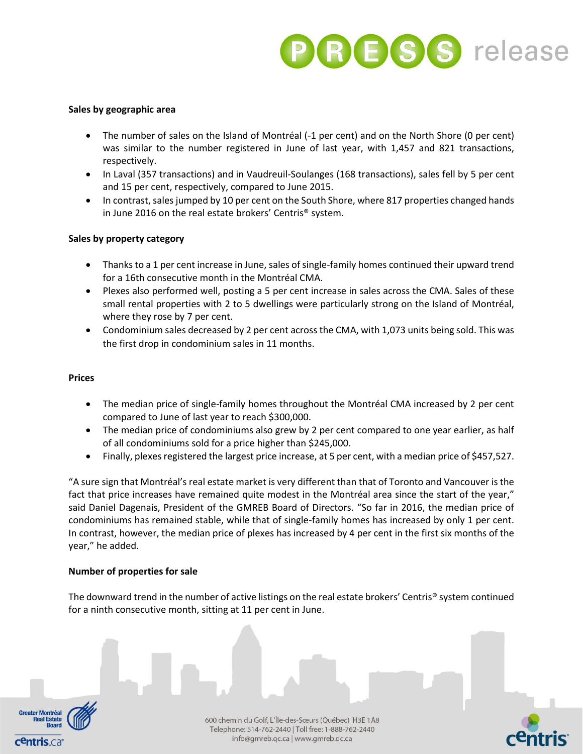**Sales by geographic area**

- The number of sales on the Island of Montréal (-1 per cent) and on the North Shore (0 per cent) was similar to the number registered in June of last year, with 1,457 and 821 transactions, respectively.
- In Laval (357 transactions) and in Vaudreuil-Soulanges (168 transactions), sales fell by 5 per cent and 15 per cent, respectively, compared to June 2015.
- In contrast, sales jumped by 10 per cent on the South Shore, where 817 properties changed hands in June 2016 on the real estate brokers' Centris® system.

**Sales by property category**

- Thanks to a 1 per cent increase in June, sales of single-family homes continued their upward trend for a 16th consecutive month in the Montréal CMA.
- Plexes also performed well, posting a 5 per cent increase in sales across the CMA. Sales of these small rental properties with 2 to 5 dwellings were particularly strong on the Island of Montréal, where they rose by 7 per cent.
- Condominium sales decreased by 2 per cent across the CMA, with 1,073 units being sold. This was the first drop in condominium sales in 11 months.

**Prices**

- The median price of single-family homes throughout the Montréal CMA increased by 2 per cent compared to June of last year to reach $300,000.
- The median price of condominiums also grew by 2 per cent compared to one year earlier, as half of all condominiums sold for a price higher than $245,000.
- Finally, plexes registered the largest price increase, at 5 per cent, with a median price of $457,527.

"A sure sign that Montréal's real estate market is very different than that of Toronto and Vancouver is the fact that price increases have remained quite modest in the Montréal area since the start of the year," said Daniel Dagenais, President of the GMREB Board of Directors. "So far in 2016, the median price of condominiums has remained stable, while that of single-family homes has increased by only 1 per cent. In contrast, however, the median price of plexes has increased by 4 per cent in the first six months of the year," he added.

**Number of properties for sale**

The downward trend in the number of active listings on the real estate brokers' Centris® system continued for a ninth consecutive month, sitting at 11 per cent in June.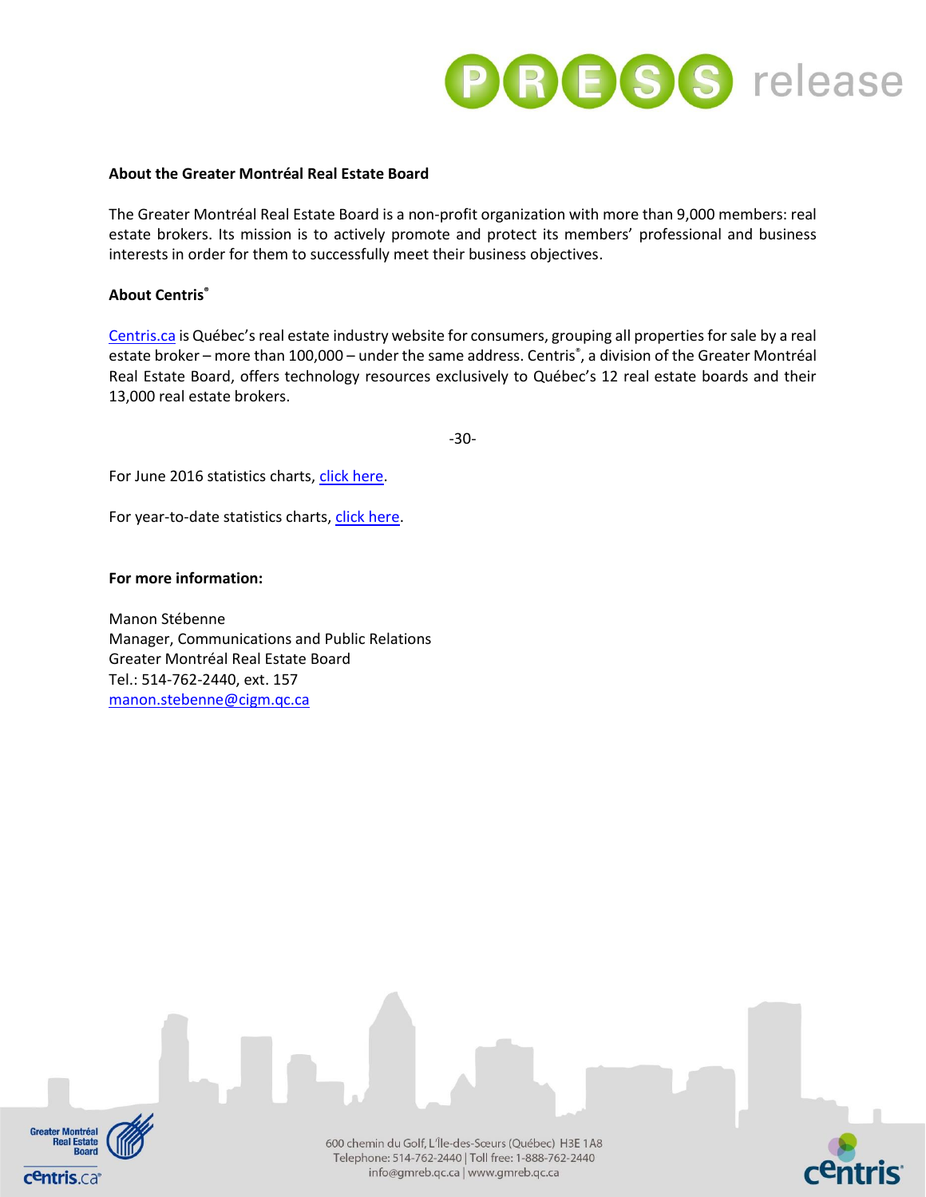**About the Greater Montréal Real Estate Board**

The Greater Montréal Real Estate Board is a non-profit organization with more than 9,000 members: real estate brokers. Its mission is to actively promote and protect its members' professional and business interests in order for them to successfully meet their business objectives.

**About Centris®**

Centris.ca is Québec's real estate industry website for consumers, grouping all properties for sale by a real estate broker – more than 100,000 – under the same address. Centris®, a division of the Greater Montréal Real Estate Board, offers technology resources exclusively to Québec's 12 real estate boards and their 13,000 real estate brokers.

-30-

For June 2016 statistics charts, click here.

For year-to-date statistics charts, click here.

**For more information:**

Manon Stébenne
Manager, Communications and Public Relations
Greater Montréal Real Estate Board
Tel.: 514-762-2440, ext. 157
manon.stebenne@cigm.qc.ca